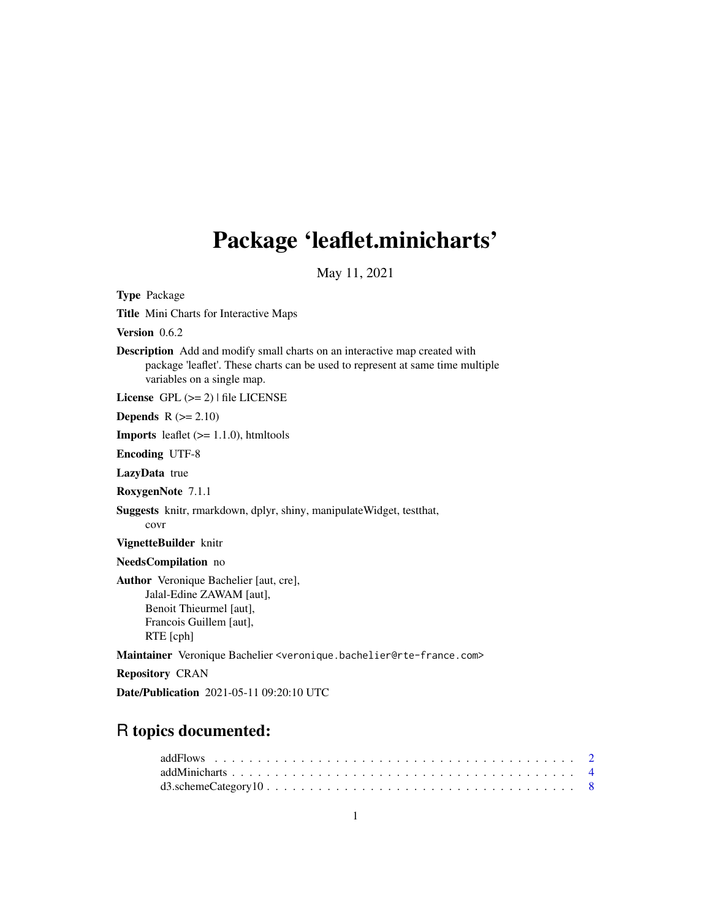# Package 'leaflet.minicharts'

May 11, 2021

**Type** Package

**Title** Mini Charts for Interactive Maps

**Version** 0.6.2

**Description** Add and modify small charts on an interactive map created with package 'leaflet'. These charts can be used to represent at same time multiple variables on a single map.

**License** GPL (>= 2) | file LICENSE

**Depends** R (>= 2.10)

**Imports** leaflet (>= 1.1.0), htmltools

**Encoding** UTF-8

**LazyData** true

**RoxygenNote** 7.1.1

**Suggests** knitr, rmarkdown, dplyr, shiny, manipulateWidget, testthat, covr

**VignetteBuilder** knitr

**NeedsCompilation** no

**Author** Veronique Bachelier [aut, cre],
Jalal-Edine ZAWAM [aut],
Benoit Thieurmel [aut],
Francois Guillem [aut],
RTE [cph]

**Maintainer** Veronique Bachelier <veronique.bachelier@rte-france.com>

**Repository** CRAN

**Date/Publication** 2021-05-11 09:20:10 UTC

## R topics documented:

addFlows . . . . . . . . . . . . . . . . . . . . . . . . . . . . . . . . . . . . . . . . 2
addMinicharts . . . . . . . . . . . . . . . . . . . . . . . . . . . . . . . . . . . . . . 4
d3.schemeCategory10 . . . . . . . . . . . . . . . . . . . . . . . . . . . . . . . . . . 8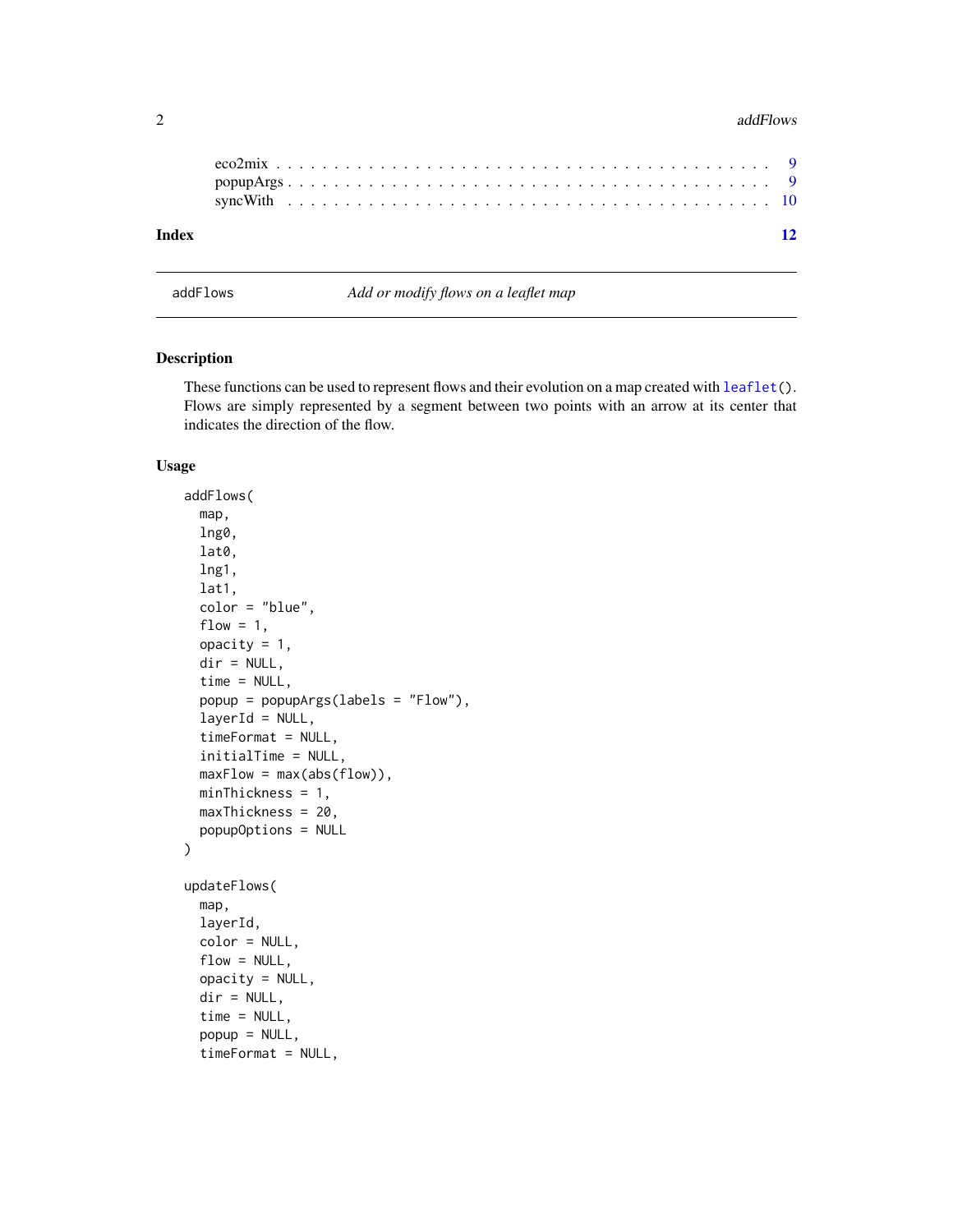eco2mix . . . . . . . . . . . . . . . . . . . . . . . . . . . . . . . . . . . . . 9
popupArgs . . . . . . . . . . . . . . . . . . . . . . . . . . . . . . . . . . . . 9
syncWith . . . . . . . . . . . . . . . . . . . . . . . . . . . . . . . . . . . . 10

**Index** **12**

---

addFlows *Add or modify flows on a leaflet map*

---

## Description

These functions can be used to represent flows and their evolution on a map created with `leaflet()`. Flows are simply represented by a segment between two points with an arrow at its center that indicates the direction of the flow.

## Usage

```
addFlows(
  map,
  lng0,
  lat0,
  lng1,
  lat1,
  color = "blue",
  flow = 1,
  opacity = 1,
  dir = NULL,
  time = NULL,
  popup = popupArgs(labels = "Flow"),
  layerId = NULL,
  timeFormat = NULL,
  initialTime = NULL,
  maxFlow = max(abs(flow)),
  minThickness = 1,
  maxThickness = 20,
  popupOptions = NULL
)

updateFlows(
  map,
  layerId,
  color = NULL,
  flow = NULL,
  opacity = NULL,
  dir = NULL,
  time = NULL,
  popup = NULL,
  timeFormat = NULL,
```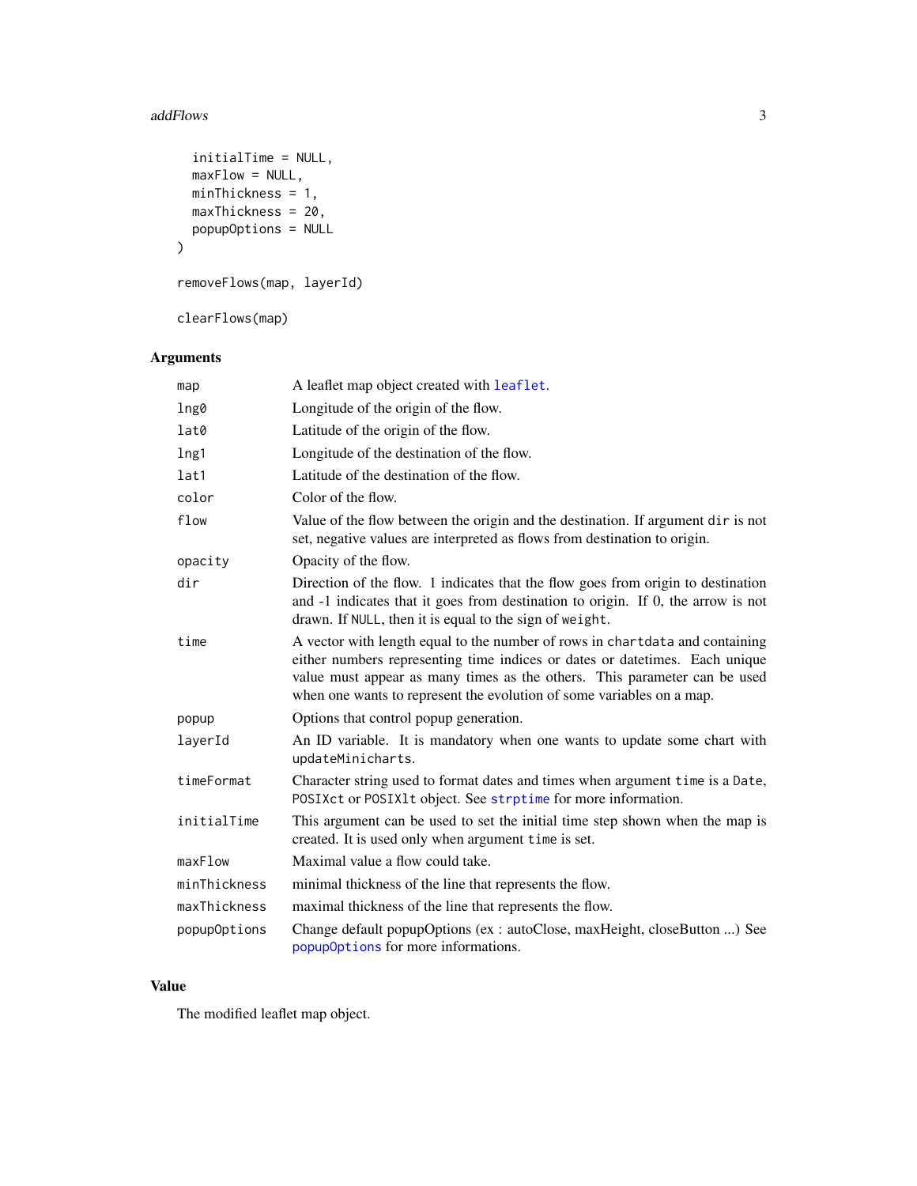```
  initialTime = NULL,
  maxFlow = NULL,
  minThickness = 1,
  maxThickness = 20,
  popupOptions = NULL
)

removeFlows(map, layerId)

clearFlows(map)
```

## Arguments

| | |
|---|---|
| map | A leaflet map object created with leaflet. |
| lng0 | Longitude of the origin of the flow. |
| lat0 | Latitude of the origin of the flow. |
| lng1 | Longitude of the destination of the flow. |
| lat1 | Latitude of the destination of the flow. |
| color | Color of the flow. |
| flow | Value of the flow between the origin and the destination. If argument dir is not set, negative values are interpreted as flows from destination to origin. |
| opacity | Opacity of the flow. |
| dir | Direction of the flow. 1 indicates that the flow goes from origin to destination and -1 indicates that it goes from destination to origin. If 0, the arrow is not drawn. If NULL, then it is equal to the sign of weight. |
| time | A vector with length equal to the number of rows in chartdata and containing either numbers representing time indices or dates or datetimes. Each unique value must appear as many times as the others. This parameter can be used when one wants to represent the evolution of some variables on a map. |
| popup | Options that control popup generation. |
| layerId | An ID variable. It is mandatory when one wants to update some chart with updateMinicharts. |
| timeFormat | Character string used to format dates and times when argument time is a Date, POSIXct or POSIXlt object. See strptime for more information. |
| initialTime | This argument can be used to set the initial time step shown when the map is created. It is used only when argument time is set. |
| maxFlow | Maximal value a flow could take. |
| minThickness | minimal thickness of the line that represents the flow. |
| maxThickness | maximal thickness of the line that represents the flow. |
| popupOptions | Change default popupOptions (ex : autoClose, maxHeight, closeButton ...) See popupOptions for more informations. |

## Value

The modified leaflet map object.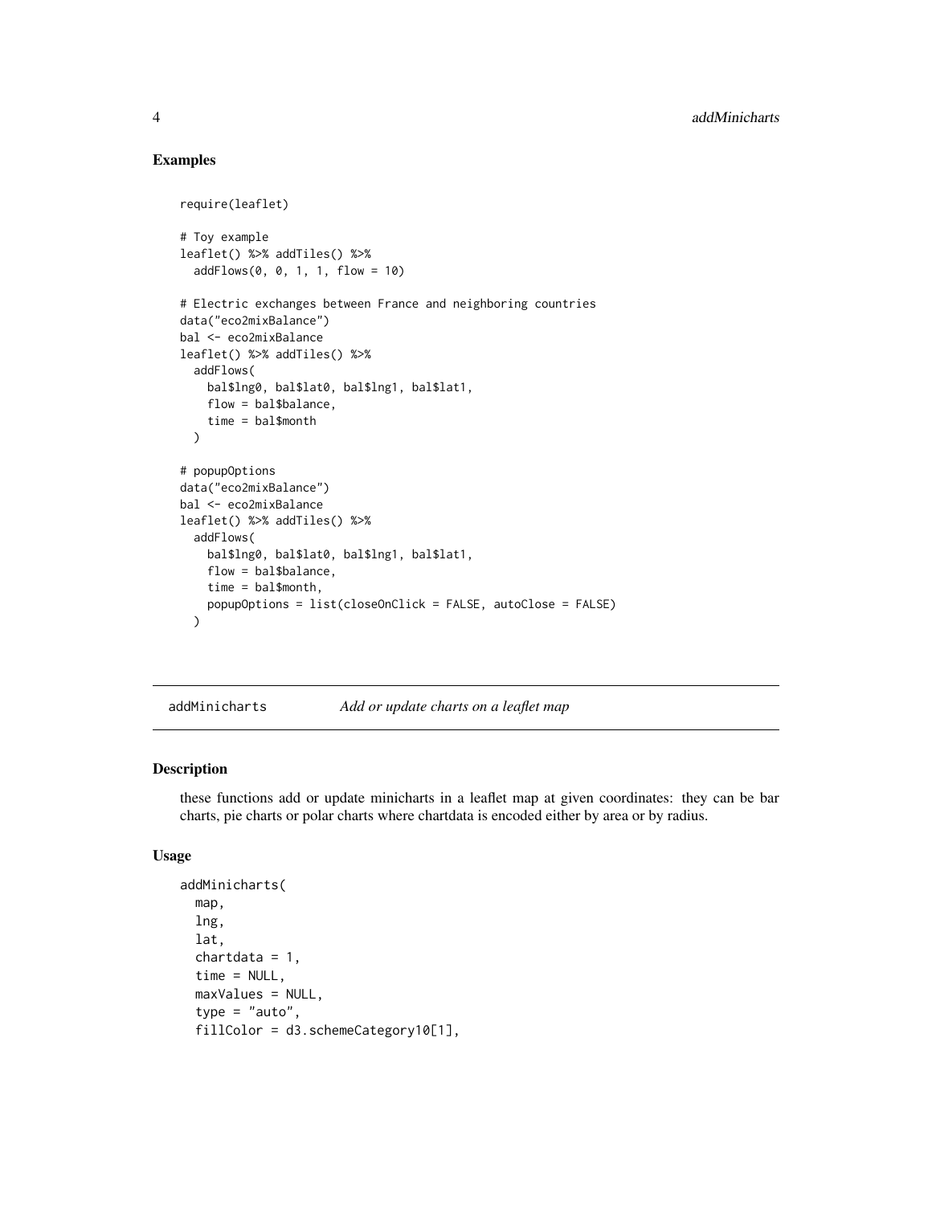## Examples

```
require(leaflet)

# Toy example
leaflet() %>% addTiles() %>%
  addFlows(0, 0, 1, 1, flow = 10)

# Electric exchanges between France and neighboring countries
data("eco2mixBalance")
bal <- eco2mixBalance
leaflet() %>% addTiles() %>%
  addFlows(
    bal$lng0, bal$lat0, bal$lng1, bal$lat1,
    flow = bal$balance,
    time = bal$month
  )

# popupOptions
data("eco2mixBalance")
bal <- eco2mixBalance
leaflet() %>% addTiles() %>%
  addFlows(
    bal$lng0, bal$lat0, bal$lng1, bal$lat1,
    flow = bal$balance,
    time = bal$month,
    popupOptions = list(closeOnClick = FALSE, autoClose = FALSE)
  )
```

---

# addMinicharts    *Add or update charts on a leaflet map*

## Description

these functions add or update minicharts in a leaflet map at given coordinates: they can be bar charts, pie charts or polar charts where chartdata is encoded either by area or by radius.

## Usage

```
addMinicharts(
  map,
  lng,
  lat,
  chartdata = 1,
  time = NULL,
  maxValues = NULL,
  type = "auto",
  fillColor = d3.schemeCategory10[1],
```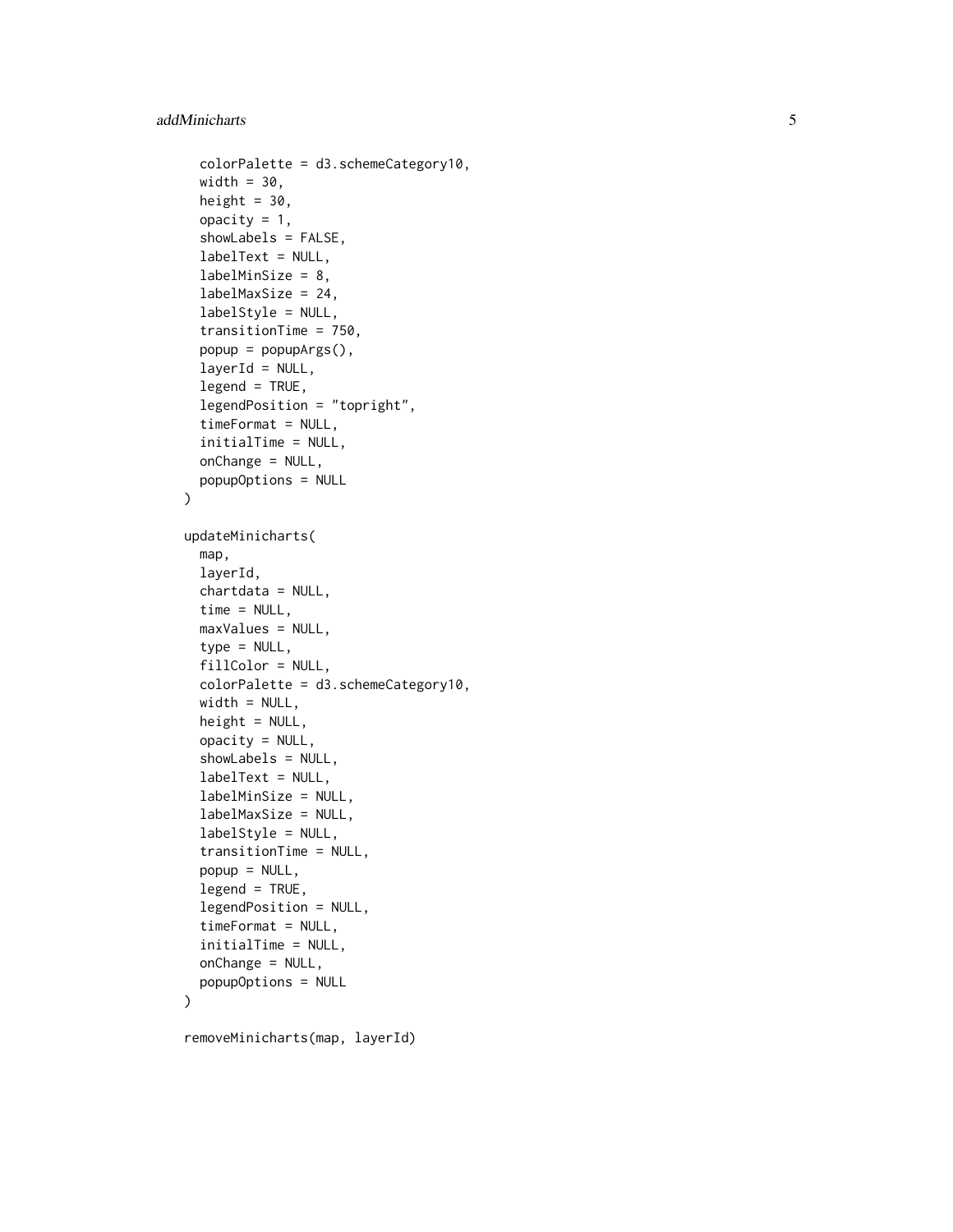```
  colorPalette = d3.schemeCategory10,
  width = 30,
  height = 30,
  opacity = 1,
  showLabels = FALSE,
  labelText = NULL,
  labelMinSize = 8,
  labelMaxSize = 24,
  labelStyle = NULL,
  transitionTime = 750,
  popup = popupArgs(),
  layerId = NULL,
  legend = TRUE,
  legendPosition = "topright",
  timeFormat = NULL,
  initialTime = NULL,
  onChange = NULL,
  popupOptions = NULL
)

updateMinicharts(
  map,
  layerId,
  chartdata = NULL,
  time = NULL,
  maxValues = NULL,
  type = NULL,
  fillColor = NULL,
  colorPalette = d3.schemeCategory10,
  width = NULL,
  height = NULL,
  opacity = NULL,
  showLabels = NULL,
  labelText = NULL,
  labelMinSize = NULL,
  labelMaxSize = NULL,
  labelStyle = NULL,
  transitionTime = NULL,
  popup = NULL,
  legend = TRUE,
  legendPosition = NULL,
  timeFormat = NULL,
  initialTime = NULL,
  onChange = NULL,
  popupOptions = NULL
)

removeMinicharts(map, layerId)
```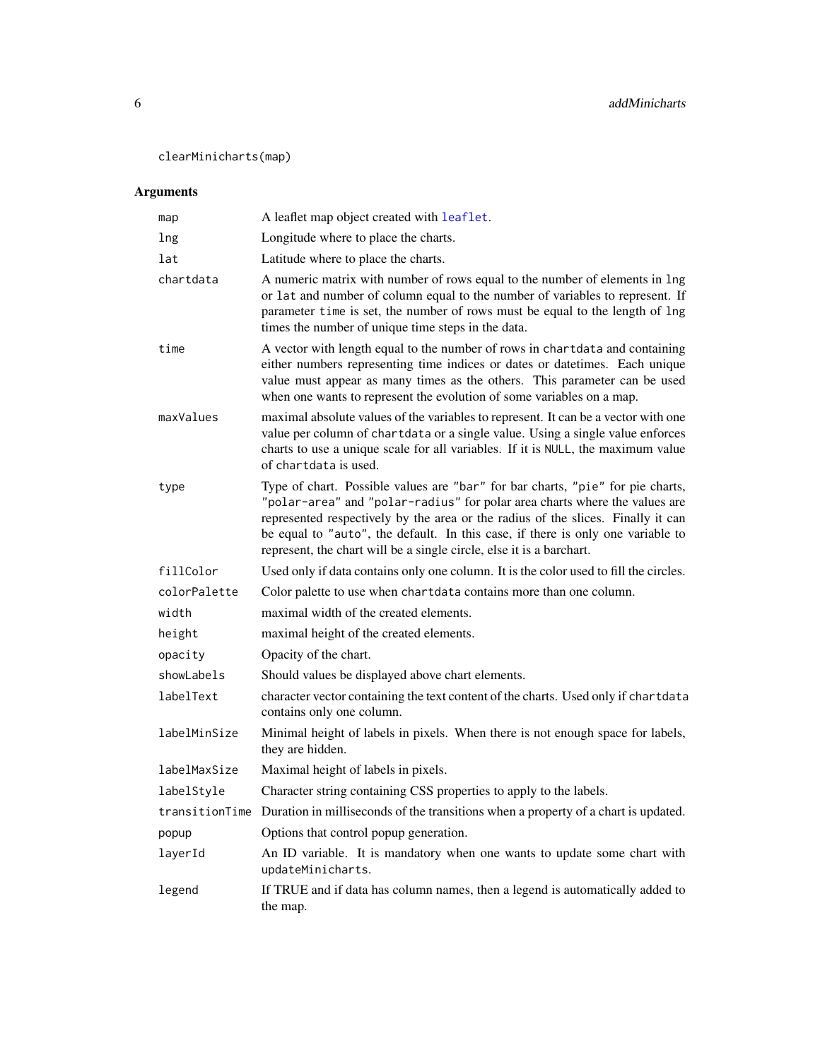```
clearMinicharts(map)
```

## Arguments

| | |
|---|---|
| `map` | A leaflet map object created with `leaflet`. |
| `lng` | Longitude where to place the charts. |
| `lat` | Latitude where to place the charts. |
| `chartdata` | A numeric matrix with number of rows equal to the number of elements in `lng` or `lat` and number of column equal to the number of variables to represent. If parameter `time` is set, the number of rows must be equal to the length of `lng` times the number of unique time steps in the data. |
| `time` | A vector with length equal to the number of rows in `chartdata` and containing either numbers representing time indices or dates or datetimes. Each unique value must appear as many times as the others. This parameter can be used when one wants to represent the evolution of some variables on a map. |
| `maxValues` | maximal absolute values of the variables to represent. It can be a vector with one value per column of `chartdata` or a single value. Using a single value enforces charts to use a unique scale for all variables. If it is `NULL`, the maximum value of `chartdata` is used. |
| `type` | Type of chart. Possible values are `"bar"` for bar charts, `"pie"` for pie charts, `"polar-area"` and `"polar-radius"` for polar area charts where the values are represented respectively by the area or the radius of the slices. Finally it can be equal to `"auto"`, the default. In this case, if there is only one variable to represent, the chart will be a single circle, else it is a barchart. |
| `fillColor` | Used only if data contains only one column. It is the color used to fill the circles. |
| `colorPalette` | Color palette to use when `chartdata` contains more than one column. |
| `width` | maximal width of the created elements. |
| `height` | maximal height of the created elements. |
| `opacity` | Opacity of the chart. |
| `showLabels` | Should values be displayed above chart elements. |
| `labelText` | character vector containing the text content of the charts. Used only if `chartdata` contains only one column. |
| `labelMinSize` | Minimal height of labels in pixels. When there is not enough space for labels, they are hidden. |
| `labelMaxSize` | Maximal height of labels in pixels. |
| `labelStyle` | Character string containing CSS properties to apply to the labels. |
| `transitionTime` | Duration in milliseconds of the transitions when a property of a chart is updated. |
| `popup` | Options that control popup generation. |
| `layerId` | An ID variable. It is mandatory when one wants to update some chart with `updateMinicharts`. |
| `legend` | If TRUE and if data has column names, then a legend is automatically added to the map. |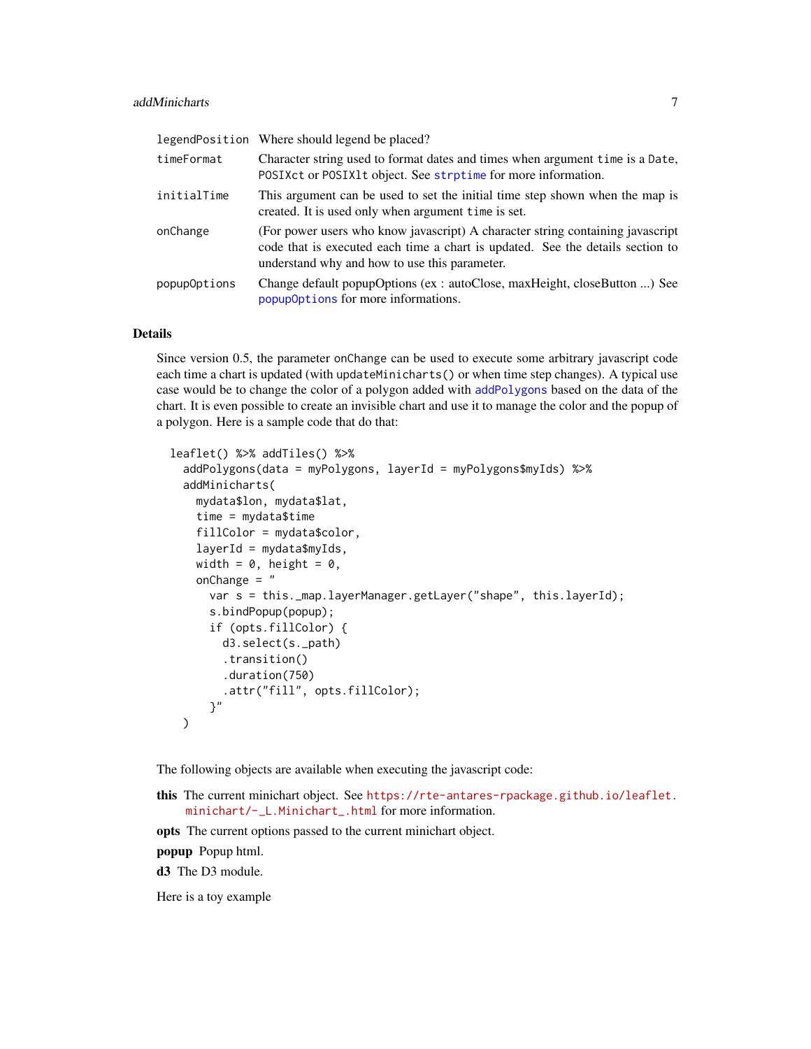| | |
|---|---|
| `legendPosition` | Where should legend be placed? |
| `timeFormat` | Character string used to format dates and times when argument `time` is a `Date`, `POSIXct` or `POSIXlt` object. See `strptime` for more information. |
| `initialTime` | This argument can be used to set the initial time step shown when the map is created. It is used only when argument `time` is set. |
| `onChange` | (For power users who know javascript) A character string containing javascript code that is executed each time a chart is updated. See the details section to understand why and how to use this parameter. |
| `popupOptions` | Change default popupOptions (ex : autoClose, maxHeight, closeButton ...) See `popupOptions` for more informations. |

### Details

Since version 0.5, the parameter `onChange` can be used to execute some arbitrary javascript code each time a chart is updated (with `updateMinicharts()` or when time step changes). A typical use case would be to change the color of a polygon added with `addPolygons` based on the data of the chart. It is even possible to create an invisible chart and use it to manage the color and the popup of a polygon. Here is a sample code that do that:

```
leaflet() %>% addTiles() %>%
  addPolygons(data = myPolygons, layerId = myPolygons$myIds) %>%
  addMinicharts(
    mydata$lon, mydata$lat,
    time = mydata$time
    fillColor = mydata$color,
    layerId = mydata$myIds,
    width = 0, height = 0,
    onChange = "
      var s = this._map.layerManager.getLayer("shape", this.layerId);
      s.bindPopup(popup);
      if (opts.fillColor) {
        d3.select(s._path)
        .transition()
        .duration(750)
        .attr("fill", opts.fillColor);
      }"
  )
```

The following objects are available when executing the javascript code:

**this** The current minichart object. See https://rte-antares-rpackage.github.io/leaflet.minichart/-_L.Minichart_.html for more information.

**opts** The current options passed to the current minichart object.

**popup** Popup html.

**d3** The D3 module.

Here is a toy example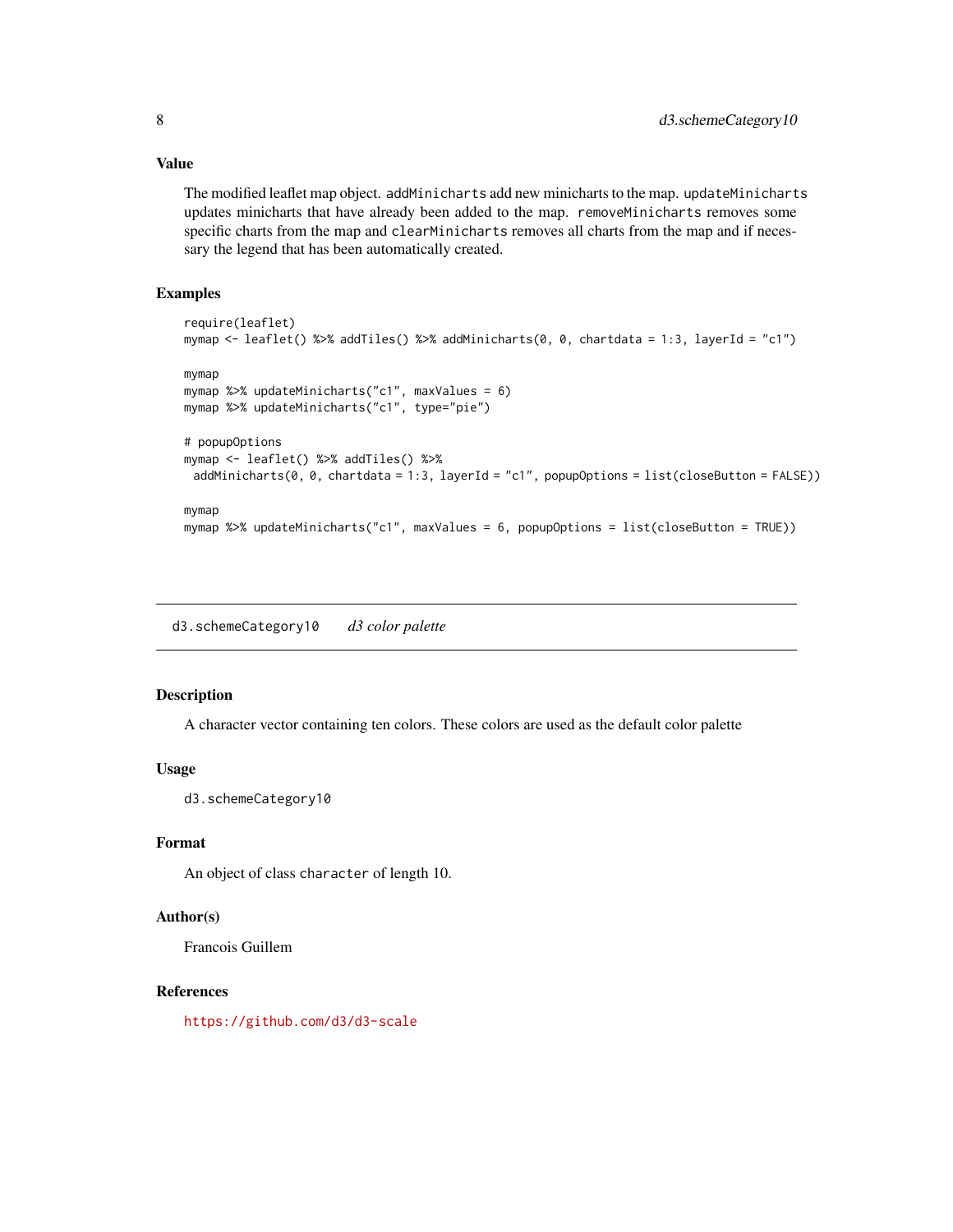## Value

The modified leaflet map object. `addMinicharts` add new minicharts to the map. `updateMinicharts` updates minicharts that have already been added to the map. `removeMinicharts` removes some specific charts from the map and `clearMinicharts` removes all charts from the map and if necessary the legend that has been automatically created.

## Examples

```
require(leaflet)
mymap <- leaflet() %>% addTiles() %>% addMinicharts(0, 0, chartdata = 1:3, layerId = "c1")

mymap
mymap %>% updateMinicharts("c1", maxValues = 6)
mymap %>% updateMinicharts("c1", type="pie")

# popupOptions
mymap <- leaflet() %>% addTiles() %>%
 addMinicharts(0, 0, chartdata = 1:3, layerId = "c1", popupOptions = list(closeButton = FALSE))

mymap
mymap %>% updateMinicharts("c1", maxValues = 6, popupOptions = list(closeButton = TRUE))
```

---

# d3.schemeCategory10 *d3 color palette*

## Description

A character vector containing ten colors. These colors are used as the default color palette

## Usage

```
d3.schemeCategory10
```

## Format

An object of class `character` of length 10.

## Author(s)

Francois Guillem

## References

https://github.com/d3/d3-scale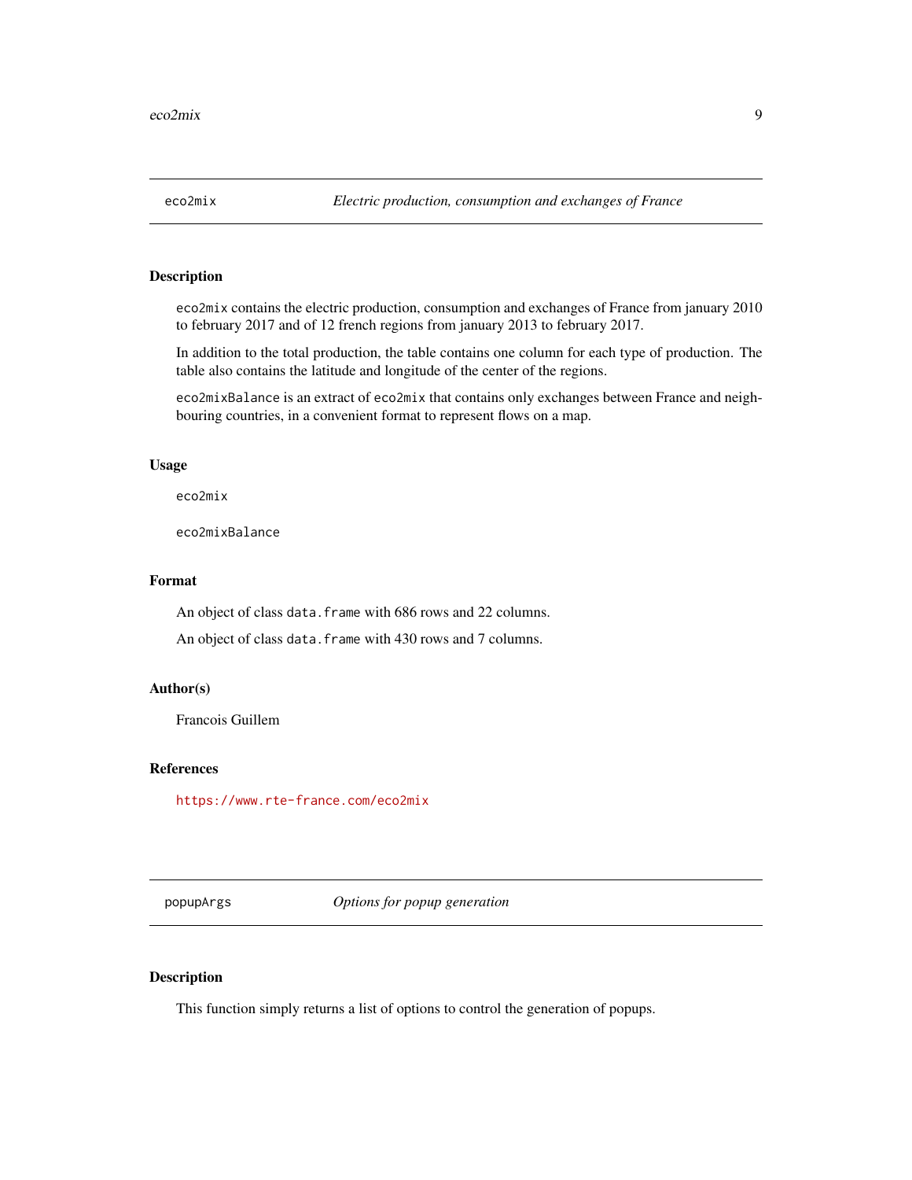## eco2mix — *Electric production, consumption and exchanges of France*

### Description

`eco2mix` contains the electric production, consumption and exchanges of France from january 2010 to february 2017 and of 12 french regions from january 2013 to february 2017.

In addition to the total production, the table contains one column for each type of production. The table also contains the latitude and longitude of the center of the regions.

`eco2mixBalance` is an extract of `eco2mix` that contains only exchanges between France and neighbouring countries, in a convenient format to represent flows on a map.

### Usage

```
eco2mix

eco2mixBalance
```

### Format

An object of class `data.frame` with 686 rows and 22 columns.

An object of class `data.frame` with 430 rows and 7 columns.

### Author(s)

Francois Guillem

### References

https://www.rte-france.com/eco2mix

## popupArgs — *Options for popup generation*

### Description

This function simply returns a list of options to control the generation of popups.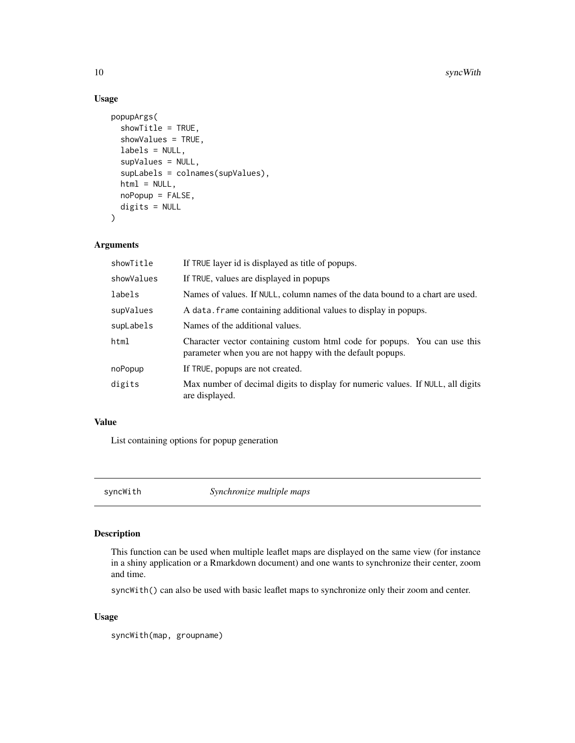### Usage

```
popupArgs(
  showTitle = TRUE,
  showValues = TRUE,
  labels = NULL,
  supValues = NULL,
  supLabels = colnames(supValues),
  html = NULL,
  noPopup = FALSE,
  digits = NULL
)
```

### Arguments

| | |
|---|---|
| showTitle | If TRUE layer id is displayed as title of popups. |
| showValues | If TRUE, values are displayed in popups |
| labels | Names of values. If NULL, column names of the data bound to a chart are used. |
| supValues | A data.frame containing additional values to display in popups. |
| supLabels | Names of the additional values. |
| html | Character vector containing custom html code for popups. You can use this parameter when you are not happy with the default popups. |
| noPopup | If TRUE, popups are not created. |
| digits | Max number of decimal digits to display for numeric values. If NULL, all digits are displayed. |

### Value

List containing options for popup generation

---

## syncWith &nbsp;&nbsp;&nbsp;&nbsp; *Synchronize multiple maps*

### Description

This function can be used when multiple leaflet maps are displayed on the same view (for instance in a shiny application or a Rmarkdown document) and one wants to synchronize their center, zoom and time.

syncWith() can also be used with basic leaflet maps to synchronize only their zoom and center.

### Usage

```
syncWith(map, groupname)
```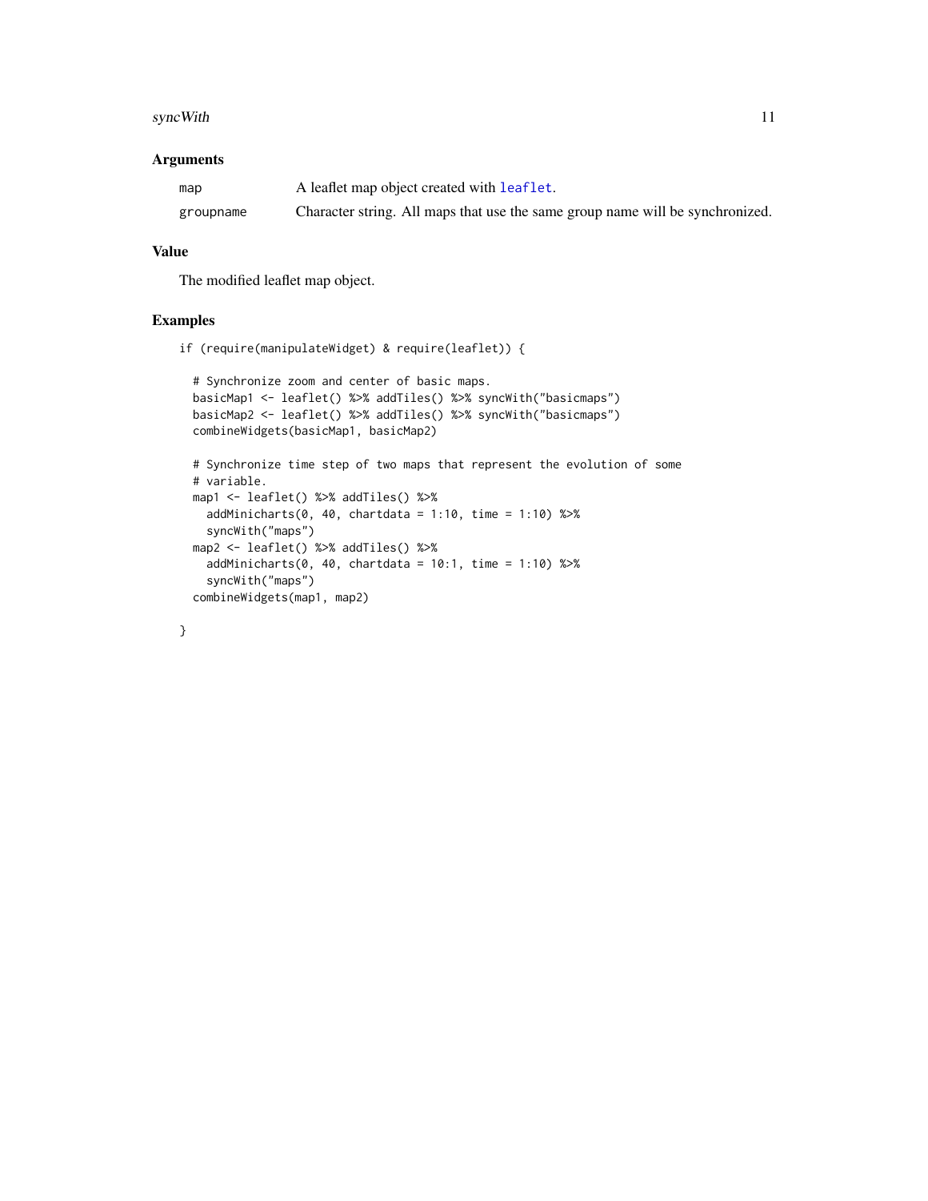### Arguments

| | |
|---|---|
| map | A leaflet map object created with leaflet. |
| groupname | Character string. All maps that use the same group name will be synchronized. |

### Value

The modified leaflet map object.

### Examples

```
if (require(manipulateWidget) & require(leaflet)) {

  # Synchronize zoom and center of basic maps.
  basicMap1 <- leaflet() %>% addTiles() %>% syncWith("basicmaps")
  basicMap2 <- leaflet() %>% addTiles() %>% syncWith("basicmaps")
  combineWidgets(basicMap1, basicMap2)

  # Synchronize time step of two maps that represent the evolution of some
  # variable.
  map1 <- leaflet() %>% addTiles() %>%
    addMinicharts(0, 40, chartdata = 1:10, time = 1:10) %>%
    syncWith("maps")
  map2 <- leaflet() %>% addTiles() %>%
    addMinicharts(0, 40, chartdata = 10:1, time = 1:10) %>%
    syncWith("maps")
  combineWidgets(map1, map2)

}
```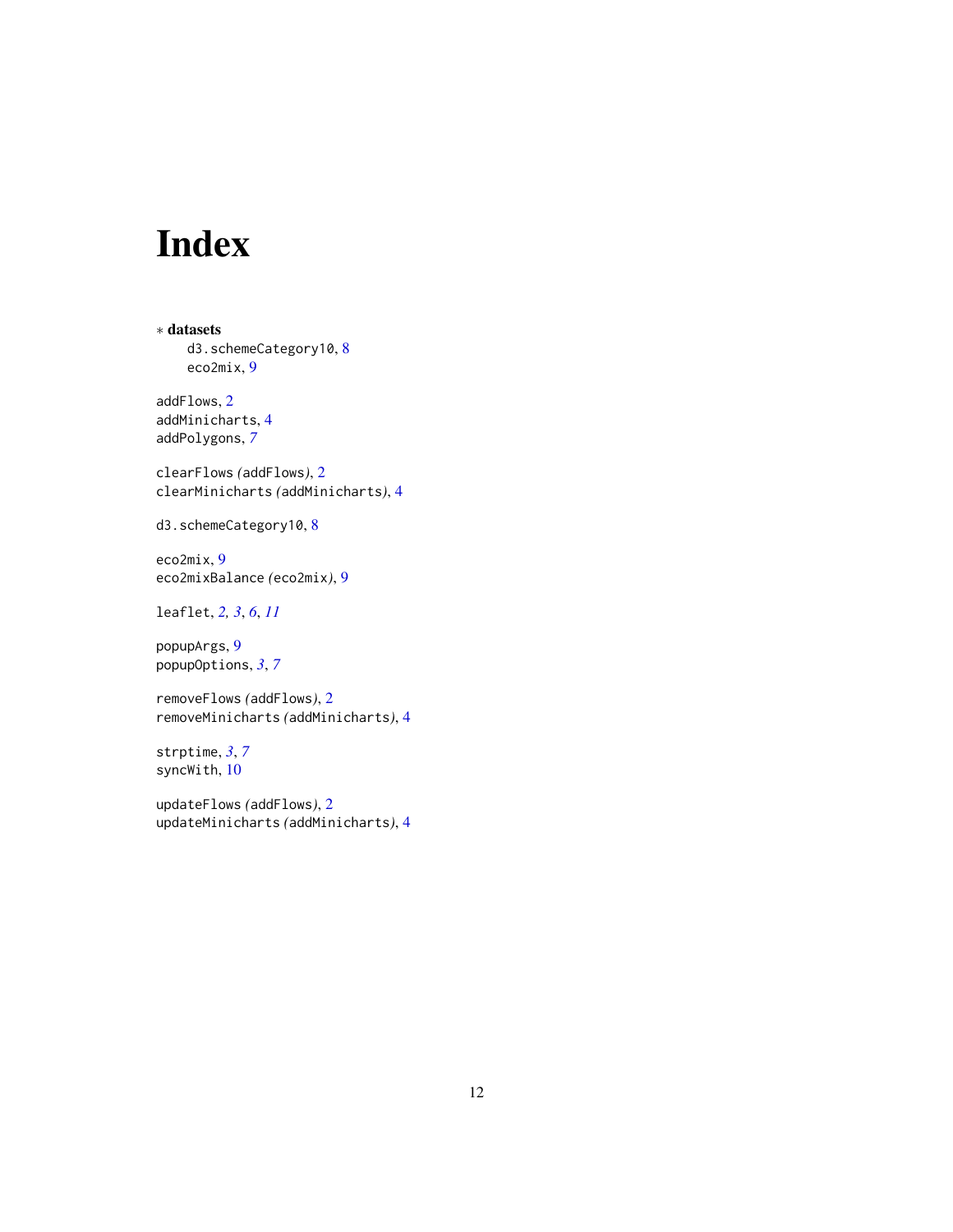# Index

* **datasets**
  - d3.schemeCategory10, 8
  - eco2mix, 9

addFlows, 2
addMinicharts, 4
addPolygons, *7*

clearFlows *(*addFlows*)*, 2
clearMinicharts *(*addMinicharts*)*, 4

d3.schemeCategory10, 8

eco2mix, 9
eco2mixBalance *(*eco2mix*)*, 9

leaflet, *2, 3*, *6*, *11*

popupArgs, 9
popupOptions, *3*, *7*

removeFlows *(*addFlows*)*, 2
removeMinicharts *(*addMinicharts*)*, 4

strptime, *3*, *7*
syncWith, 10

updateFlows *(*addFlows*)*, 2
updateMinicharts *(*addMinicharts*)*, 4